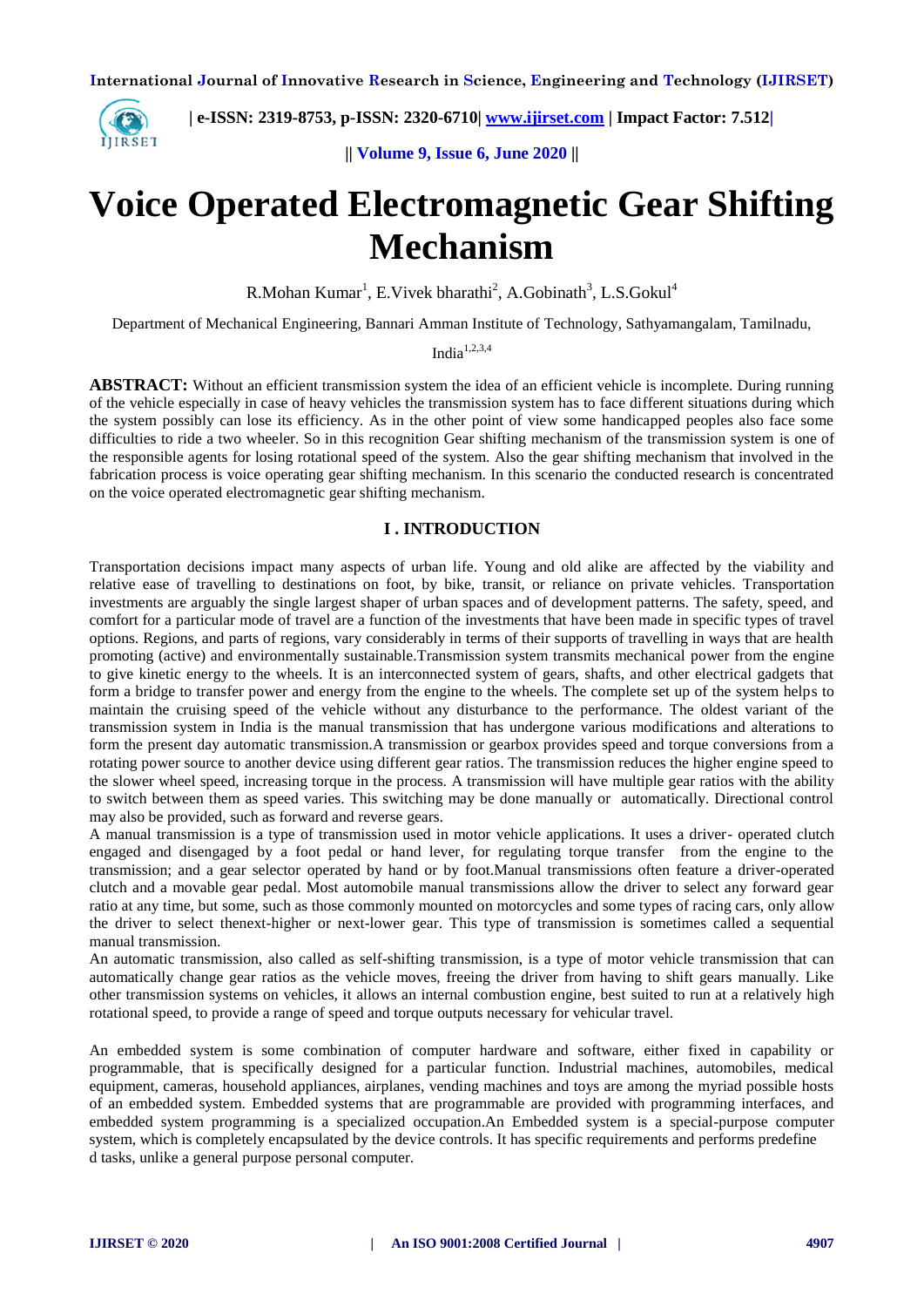# Voice Operated Electromagnetic Gear Shifting Mechanism

R.Mohan Kumar[1], E.Vivek bharathi[2], A.Gobinath[3], L.S.Gokul[4]

Department of Mechanical Engineering, Bannari Amman Institute of Technology, Sathyamangalam, Tamilnadu, India[1,2,3,4]

**ABSTRACT:** Without an efficient transmission system the idea of an efficient vehicle is incomplete. During running of the vehicle especially in case of heavy vehicles the transmission system has to face different situations during which the system possibly can lose its efficiency. As in the other point of view some handicapped peoples also face some difficulties to ride a two wheeler. So in this recognition Gear shifting mechanism of the transmission system is one of the responsible agents for losing rotational speed of the system. Also the gear shifting mechanism that involved in the fabrication process is voice operating gear shifting mechanism. In this scenario the conducted research is concentrated on the voice operated electromagnetic gear shifting mechanism.

## I . INTRODUCTION

Transportation decisions impact many aspects of urban life. Young and old alike are affected by the viability and relative ease of travelling to destinations on foot, by bike, transit, or reliance on private vehicles. Transportation investments are arguably the single largest shaper of urban spaces and of development patterns. The safety, speed, and comfort for a particular mode of travel are a function of the investments that have been made in specific types of travel options. Regions, and parts of regions, vary considerably in terms of their supports of travelling in ways that are health promoting (active) and environmentally sustainable.Transmission system transmits mechanical power from the engine to give kinetic energy to the wheels. It is an interconnected system of gears, shafts, and other electrical gadgets that form a bridge to transfer power and energy from the engine to the wheels. The complete set up of the system helps to maintain the cruising speed of the vehicle without any disturbance to the performance. The oldest variant of the transmission system in India is the manual transmission that has undergone various modifications and alterations to form the present day automatic transmission.A transmission or gearbox provides speed and torque conversions from a rotating power source to another device using different gear ratios. The transmission reduces the higher engine speed to the slower wheel speed, increasing torque in the process. A transmission will have multiple gear ratios with the ability to switch between them as speed varies. This switching may be done manually or automatically. Directional control may also be provided, such as forward and reverse gears.

A manual transmission is a type of transmission used in motor vehicle applications. It uses a driver- operated clutch engaged and disengaged by a foot pedal or hand lever, for regulating torque transfer from the engine to the transmission; and a gear selector operated by hand or by foot.Manual transmissions often feature a driver-operated clutch and a movable gear pedal. Most automobile manual transmissions allow the driver to select any forward gear ratio at any time, but some, such as those commonly mounted on motorcycles and some types of racing cars, only allow the driver to select thenext-higher or next-lower gear. This type of transmission is sometimes called a sequential manual transmission.

An automatic transmission, also called as self-shifting transmission, is a type of motor vehicle transmission that can automatically change gear ratios as the vehicle moves, freeing the driver from having to shift gears manually. Like other transmission systems on vehicles, it allows an internal combustion engine, best suited to run at a relatively high rotational speed, to provide a range of speed and torque outputs necessary for vehicular travel.

An embedded system is some combination of computer hardware and software, either fixed in capability or programmable, that is specifically designed for a particular function. Industrial machines, automobiles, medical equipment, cameras, household appliances, airplanes, vending machines and toys are among the myriad possible hosts of an embedded system. Embedded systems that are programmable are provided with programming interfaces, and embedded system programming is a specialized occupation.An Embedded system is a special-purpose computer system, which is completely encapsulated by the device controls. It has specific requirements and performs predefine d tasks, unlike a general purpose personal computer.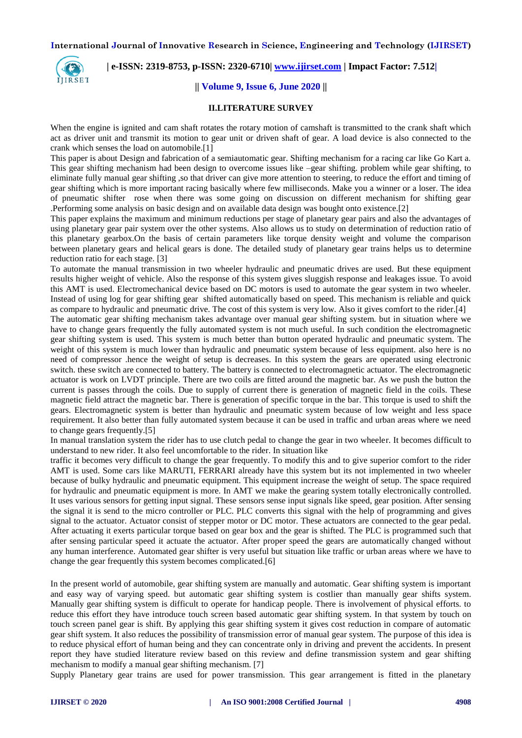## II.LITERATURE SURVEY

When the engine is ignited and cam shaft rotates the rotary motion of camshaft is transmitted to the crank shaft which act as driver unit and transmit its motion to gear unit or driven shaft of gear. A load device is also connected to the crank which senses the load on automobile.[1]

This paper is about Design and fabrication of a semiautomatic gear. Shifting mechanism for a racing car like Go Kart a. This gear shifting mechanism had been design to overcome issues like –gear shifting. problem while gear shifting, to eliminate fully manual gear shifting ,so that driver can give more attention to steering, to reduce the effort and timing of gear shifting which is more important racing basically where few milliseconds. Make you a winner or a loser. The idea of pneumatic shifter rose when there was some going on discussion on different mechanism for shifting gear .Performing some analysis on basic design and on available data design was bought onto existence.[2]

This paper explains the maximum and minimum reductions per stage of planetary gear pairs and also the advantages of using planetary gear pair system over the other systems. Also allows us to study on determination of reduction ratio of this planetary gearbox.On the basis of certain parameters like torque density weight and volume the comparison between planetary gears and helical gears is done. The detailed study of planetary gear trains helps us to determine reduction ratio for each stage. [3]

To automate the manual transmission in two wheeler hydraulic and pneumatic drives are used. But these equipment results higher weight of vehicle. Also the response of this system gives sluggish response and leakages issue. To avoid this AMT is used. Electromechanical device based on DC motors is used to automate the gear system in two wheeler. Instead of using log for gear shifting gear shifted automatically based on speed. This mechanism is reliable and quick as compare to hydraulic and pneumatic drive. The cost of this system is very low. Also it gives comfort to the rider.[4]

The automatic gear shifting mechanism takes advantage over manual gear shifting system. but in situation where we have to change gears frequently the fully automated system is not much useful. In such condition the electromagnetic gear shifting system is used. This system is much better than button operated hydraulic and pneumatic system. The weight of this system is much lower than hydraulic and pneumatic system because of less equipment. also here is no need of compressor .hence the weight of setup is decreases. In this system the gears are operated using electronic switch. these switch are connected to battery. The battery is connected to electromagnetic actuator. The electromagnetic actuator is work on LVDT principle. There are two coils are fitted around the magnetic bar. As we push the button the current is passes through the coils. Due to supply of current there is generation of magnetic field in the coils. These magnetic field attract the magnetic bar. There is generation of specific torque in the bar. This torque is used to shift the gears. Electromagnetic system is better than hydraulic and pneumatic system because of low weight and less space requirement. It also better than fully automated system because it can be used in traffic and urban areas where we need to change gears frequently.[5]

In manual translation system the rider has to use clutch pedal to change the gear in two wheeler. It becomes difficult to understand to new rider. It also feel uncomfortable to the rider. In situation like traffic it becomes very difficult to change the gear frequently. To modify this and to give superior comfort to the rider AMT is used. Some cars like MARUTI, FERRARI already have this system but its not implemented in two wheeler because of bulky hydraulic and pneumatic equipment. This equipment increase the weight of setup. The space required for hydraulic and pneumatic equipment is more. In AMT we make the gearing system totally electronically controlled. It uses various sensors for getting input signal. These sensors sense input signals like speed, gear position. After sensing the signal it is send to the micro controller or PLC. PLC converts this signal with the help of programming and gives signal to the actuator. Actuator consist of stepper motor or DC motor. These actuators are connected to the gear pedal. After actuating it exerts particular torque based on gear box and the gear is shifted. The PLC is programmed such that after sensing particular speed it actuate the actuator. After proper speed the gears are automatically changed without any human interference. Automated gear shifter is very useful but situation like traffic or urban areas where we have to change the gear frequently this system becomes complicated.[6]

In the present world of automobile, gear shifting system are manually and automatic. Gear shifting system is important and easy way of varying speed. but automatic gear shifting system is costlier than manually gear shifts system. Manually gear shifting system is difficult to operate for handicap people. There is involvement of physical efforts. to reduce this effort they have introduce touch screen based automatic gear shifting system. In that system by touch on touch screen panel gear is shift. By applying this gear shifting system it gives cost reduction in compare of automatic gear shift system. It also reduces the possibility of transmission error of manual gear system. The purpose of this idea is to reduce physical effort of human being and they can concentrate only in driving and prevent the accidents. In present report they have studied literature review based on this review and define transmission system and gear shifting mechanism to modify a manual gear shifting mechanism. [7]

Supply Planetary gear trains are used for power transmission. This gear arrangement is fitted in the planetary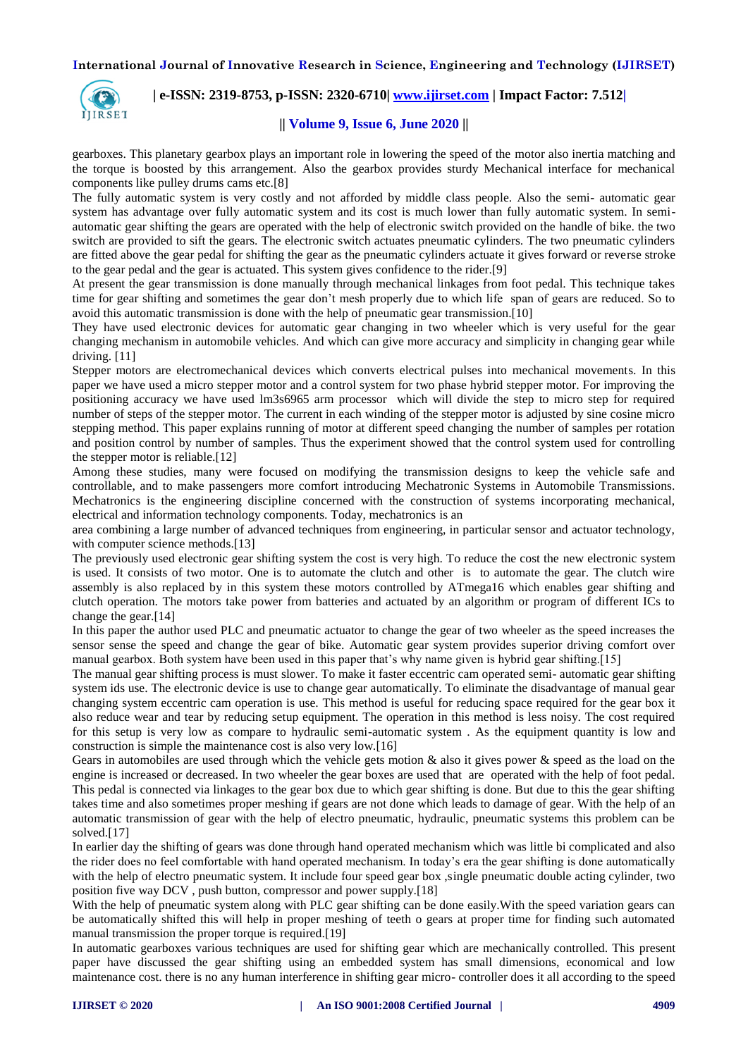gearboxes. This planetary gearbox plays an important role in lowering the speed of the motor also inertia matching and the torque is boosted by this arrangement. Also the gearbox provides sturdy Mechanical interface for mechanical components like pulley drums cams etc.[8]

The fully automatic system is very costly and not afforded by middle class people. Also the semi- automatic gear system has advantage over fully automatic system and its cost is much lower than fully automatic system. In semi-automatic gear shifting the gears are operated with the help of electronic switch provided on the handle of bike. the two switch are provided to sift the gears. The electronic switch actuates pneumatic cylinders. The two pneumatic cylinders are fitted above the gear pedal for shifting the gear as the pneumatic cylinders actuate it gives forward or reverse stroke to the gear pedal and the gear is actuated. This system gives confidence to the rider.[9]

At present the gear transmission is done manually through mechanical linkages from foot pedal. This technique takes time for gear shifting and sometimes the gear don't mesh properly due to which life span of gears are reduced. So to avoid this automatic transmission is done with the help of pneumatic gear transmission.[10]

They have used electronic devices for automatic gear changing in two wheeler which is very useful for the gear changing mechanism in automobile vehicles. And which can give more accuracy and simplicity in changing gear while driving. [11]

Stepper motors are electromechanical devices which converts electrical pulses into mechanical movements. In this paper we have used a micro stepper motor and a control system for two phase hybrid stepper motor. For improving the positioning accuracy we have used lm3s6965 arm processor which will divide the step to micro step for required number of steps of the stepper motor. The current in each winding of the stepper motor is adjusted by sine cosine micro stepping method. This paper explains running of motor at different speed changing the number of samples per rotation and position control by number of samples. Thus the experiment showed that the control system used for controlling the stepper motor is reliable.[12]

Among these studies, many were focused on modifying the transmission designs to keep the vehicle safe and controllable, and to make passengers more comfort introducing Mechatronic Systems in Automobile Transmissions. Mechatronics is the engineering discipline concerned with the construction of systems incorporating mechanical, electrical and information technology components. Today, mechatronics is an area combining a large number of advanced techniques from engineering, in particular sensor and actuator technology, with computer science methods.[13]

The previously used electronic gear shifting system the cost is very high. To reduce the cost the new electronic system is used. It consists of two motor. One is to automate the clutch and other is to automate the gear. The clutch wire assembly is also replaced by in this system these motors controlled by ATmega16 which enables gear shifting and clutch operation. The motors take power from batteries and actuated by an algorithm or program of different ICs to change the gear.[14]

In this paper the author used PLC and pneumatic actuator to change the gear of two wheeler as the speed increases the sensor sense the speed and change the gear of bike. Automatic gear system provides superior driving comfort over manual gearbox. Both system have been used in this paper that's why name given is hybrid gear shifting.[15]

The manual gear shifting process is must slower. To make it faster eccentric cam operated semi- automatic gear shifting system ids use. The electronic device is use to change gear automatically. To eliminate the disadvantage of manual gear changing system eccentric cam operation is use. This method is useful for reducing space required for the gear box it also reduce wear and tear by reducing setup equipment. The operation in this method is less noisy. The cost required for this setup is very low as compare to hydraulic semi-automatic system . As the equipment quantity is low and construction is simple the maintenance cost is also very low.[16]

Gears in automobiles are used through which the vehicle gets motion & also it gives power & speed as the load on the engine is increased or decreased. In two wheeler the gear boxes are used that are operated with the help of foot pedal. This pedal is connected via linkages to the gear box due to which gear shifting is done. But due to this the gear shifting takes time and also sometimes proper meshing if gears are not done which leads to damage of gear. With the help of an automatic transmission of gear with the help of electro pneumatic, hydraulic, pneumatic systems this problem can be solved.[17]

In earlier day the shifting of gears was done through hand operated mechanism which was little bi complicated and also the rider does no feel comfortable with hand operated mechanism. In today's era the gear shifting is done automatically with the help of electro pneumatic system. It include four speed gear box ,single pneumatic double acting cylinder, two position five way DCV , push button, compressor and power supply.[18]

With the help of pneumatic system along with PLC gear shifting can be done easily.With the speed variation gears can be automatically shifted this will help in proper meshing of teeth o gears at proper time for finding such automated manual transmission the proper torque is required.[19]

In automatic gearboxes various techniques are used for shifting gear which are mechanically controlled. This present paper have discussed the gear shifting using an embedded system has small dimensions, economical and low maintenance cost. there is no any human interference in shifting gear micro- controller does it all according to the speed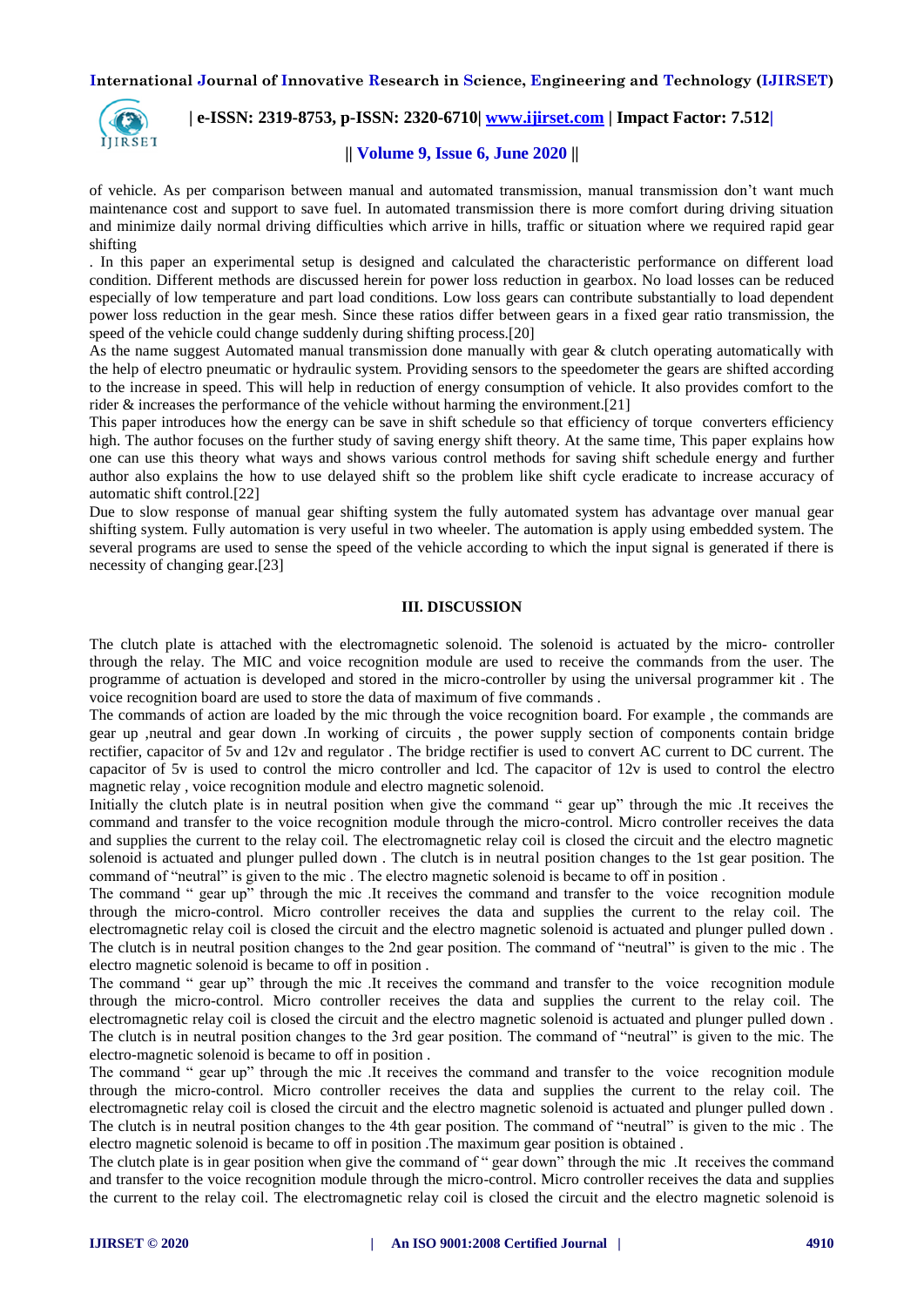of vehicle. As per comparison between manual and automated transmission, manual transmission don't want much maintenance cost and support to save fuel. In automated transmission there is more comfort during driving situation and minimize daily normal driving difficulties which arrive in hills, traffic or situation where we required rapid gear shifting

. In this paper an experimental setup is designed and calculated the characteristic performance on different load condition. Different methods are discussed herein for power loss reduction in gearbox. No load losses can be reduced especially of low temperature and part load conditions. Low loss gears can contribute substantially to load dependent power loss reduction in the gear mesh. Since these ratios differ between gears in a fixed gear ratio transmission, the speed of the vehicle could change suddenly during shifting process.[20]

As the name suggest Automated manual transmission done manually with gear & clutch operating automatically with the help of electro pneumatic or hydraulic system. Providing sensors to the speedometer the gears are shifted according to the increase in speed. This will help in reduction of energy consumption of vehicle. It also provides comfort to the rider & increases the performance of the vehicle without harming the environment.[21]

This paper introduces how the energy can be save in shift schedule so that efficiency of torque converters efficiency high. The author focuses on the further study of saving energy shift theory. At the same time, This paper explains how one can use this theory what ways and shows various control methods for saving shift schedule energy and further author also explains the how to use delayed shift so the problem like shift cycle eradicate to increase accuracy of automatic shift control.[22]

Due to slow response of manual gear shifting system the fully automated system has advantage over manual gear shifting system. Fully automation is very useful in two wheeler. The automation is apply using embedded system. The several programs are used to sense the speed of the vehicle according to which the input signal is generated if there is necessity of changing gear.[23]

## III. DISCUSSION

The clutch plate is attached with the electromagnetic solenoid. The solenoid is actuated by the micro- controller through the relay. The MIC and voice recognition module are used to receive the commands from the user. The programme of actuation is developed and stored in the micro-controller by using the universal programmer kit . The voice recognition board are used to store the data of maximum of five commands .

The commands of action are loaded by the mic through the voice recognition board. For example , the commands are gear up ,neutral and gear down .In working of circuits , the power supply section of components contain bridge rectifier, capacitor of 5v and 12v and regulator . The bridge rectifier is used to convert AC current to DC current. The capacitor of 5v is used to control the micro controller and lcd. The capacitor of 12v is used to control the electro magnetic relay , voice recognition module and electro magnetic solenoid.

Initially the clutch plate is in neutral position when give the command " gear up" through the mic .It receives the command and transfer to the voice recognition module through the micro-control. Micro controller receives the data and supplies the current to the relay coil. The electromagnetic relay coil is closed the circuit and the electro magnetic solenoid is actuated and plunger pulled down . The clutch is in neutral position changes to the 1st gear position. The command of "neutral" is given to the mic . The electro magnetic solenoid is became to off in position .

The command " gear up" through the mic .It receives the command and transfer to the voice recognition module through the micro-control. Micro controller receives the data and supplies the current to the relay coil. The electromagnetic relay coil is closed the circuit and the electro magnetic solenoid is actuated and plunger pulled down . The clutch is in neutral position changes to the 2nd gear position. The command of "neutral" is given to the mic . The electro magnetic solenoid is became to off in position .

The command " gear up" through the mic .It receives the command and transfer to the voice recognition module through the micro-control. Micro controller receives the data and supplies the current to the relay coil. The electromagnetic relay coil is closed the circuit and the electro magnetic solenoid is actuated and plunger pulled down . The clutch is in neutral position changes to the 3rd gear position. The command of "neutral" is given to the mic. The electro-magnetic solenoid is became to off in position .

The command " gear up" through the mic .It receives the command and transfer to the voice recognition module through the micro-control. Micro controller receives the data and supplies the current to the relay coil. The electromagnetic relay coil is closed the circuit and the electro magnetic solenoid is actuated and plunger pulled down . The clutch is in neutral position changes to the 4th gear position. The command of "neutral" is given to the mic . The electro magnetic solenoid is became to off in position .The maximum gear position is obtained .

The clutch plate is in gear position when give the command of " gear down" through the mic .It receives the command and transfer to the voice recognition module through the micro-control. Micro controller receives the data and supplies the current to the relay coil. The electromagnetic relay coil is closed the circuit and the electro magnetic solenoid is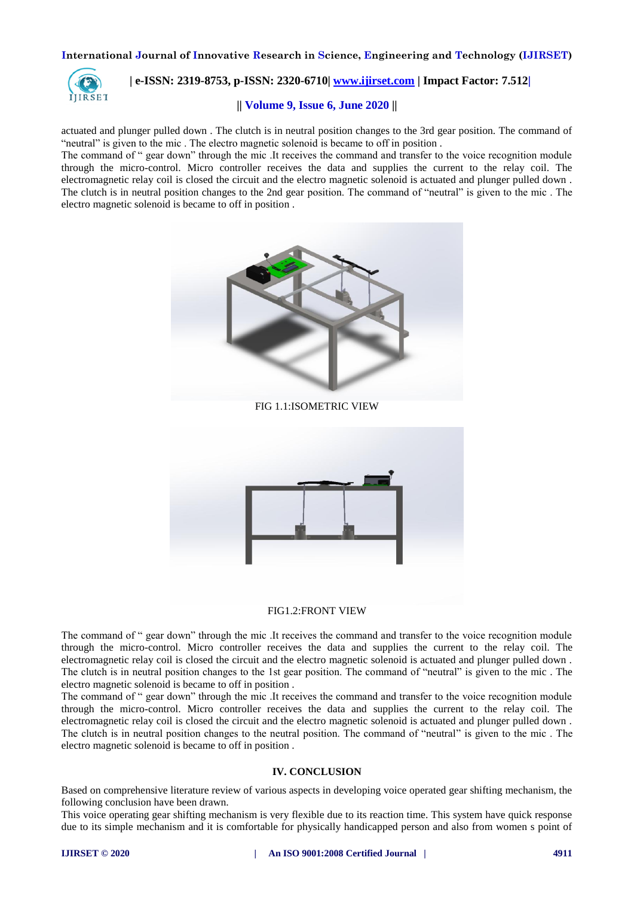actuated and plunger pulled down . The clutch is in neutral position changes to the 3rd gear position. The command of "neutral" is given to the mic . The electro magnetic solenoid is became to off in position .

The command of " gear down" through the mic .It receives the command and transfer to the voice recognition module through the micro-control. Micro controller receives the data and supplies the current to the relay coil. The electromagnetic relay coil is closed the circuit and the electro magnetic solenoid is actuated and plunger pulled down . The clutch is in neutral position changes to the 2nd gear position. The command of "neutral" is given to the mic . The electro magnetic solenoid is became to off in position .

FIG 1.1:ISOMETRIC VIEW

FIG1.2:FRONT VIEW

The command of " gear down" through the mic .It receives the command and transfer to the voice recognition module through the micro-control. Micro controller receives the data and supplies the current to the relay coil. The electromagnetic relay coil is closed the circuit and the electro magnetic solenoid is actuated and plunger pulled down . The clutch is in neutral position changes to the 1st gear position. The command of "neutral" is given to the mic . The electro magnetic solenoid is became to off in position .

The command of " gear down" through the mic .It receives the command and transfer to the voice recognition module through the micro-control. Micro controller receives the data and supplies the current to the relay coil. The electromagnetic relay coil is closed the circuit and the electro magnetic solenoid is actuated and plunger pulled down . The clutch is in neutral position changes to the neutral position. The command of "neutral" is given to the mic . The electro magnetic solenoid is became to off in position .

## IV. CONCLUSION

Based on comprehensive literature review of various aspects in developing voice operated gear shifting mechanism, the following conclusion have been drawn.

This voice operating gear shifting mechanism is very flexible due to its reaction time. This system have quick response due to its simple mechanism and it is comfortable for physically handicapped person and also from women s point of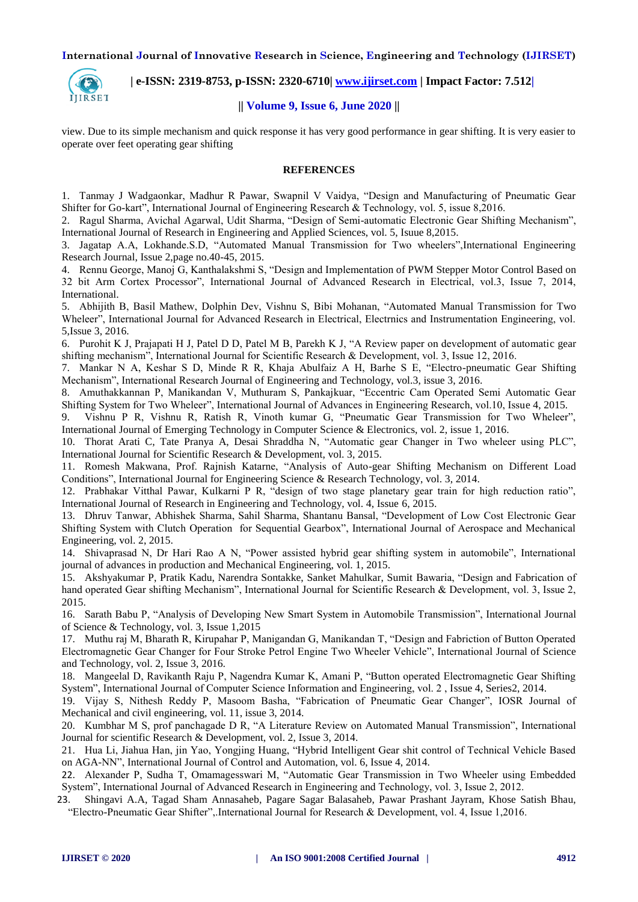view. Due to its simple mechanism and quick response it has very good performance in gear shifting. It is very easier to operate over feet operating gear shifting

## REFERENCES

1. Tanmay J Wadgaonkar, Madhur R Pawar, Swapnil V Vaidya, "Design and Manufacturing of Pneumatic Gear Shifter for Go-kart", International Journal of Engineering Research & Technology, vol. 5, issue 8,2016.
2. Ragul Sharma, Avichal Agarwal, Udit Sharma, "Design of Semi-automatic Electronic Gear Shifting Mechanism", International Journal of Research in Engineering and Applied Sciences, vol. 5, Isuue 8,2015.
3. Jagatap A.A, Lokhande.S.D, "Automated Manual Transmission for Two wheelers",International Engineering Research Journal, Issue 2,page no.40-45, 2015.
4. Rennu George, Manoj G, Kanthalakshmi S, "Design and Implementation of PWM Stepper Motor Control Based on 32 bit Arm Cortex Processor", International Journal of Advanced Research in Electrical, vol.3, Issue 7, 2014, International.
5. Abhijith B, Basil Mathew, Dolphin Dev, Vishnu S, Bibi Mohanan, "Automated Manual Transmission for Two Wheeler", International Journal for Advanced Research in Electrical, Electrnics and Instrumentation Engineering, vol. 5,Issue 3, 2016.
6. Purohit K J, Prajapati H J, Patel D D, Patel M B, Parekh K J, "A Review paper on development of automatic gear shifting mechanism", International Journal for Scientific Research & Development, vol. 3, Issue 12, 2016.
7. Mankar N A, Keshar S D, Minde R R, Khaja Abulfaiz A H, Barhe S E, "Electro-pneumatic Gear Shifting Mechanism", International Research Journal of Engineering and Technology, vol.3, issue 3, 2016.
8. Amuthakkannan P, Manikandan V, Muthuram S, Pankajkuar, "Eccentric Cam Operated Semi Automatic Gear Shifting System for Two Wheeler", International Journal of Advances in Engineering Research, vol.10, Issue 4, 2015.
9. Vishnu P R, Vishnu R, Ratish R, Vinoth kumar G, "Pneumatic Gear Transmission for Two Wheeler", International Journal of Emerging Technology in Computer Science & Electronics, vol. 2, issue 1, 2016.
10. Thorat Arati C, Tate Pranya A, Desai Shraddha N, "Automatic gear Changer in Two wheeler using PLC", International Journal for Scientific Research & Development, vol. 3, 2015.
11. Romesh Makwana, Prof. Rajnish Katarne, "Analysis of Auto-gear Shifting Mechanism on Different Load Conditions", International Journal for Engineering Science & Research Technology, vol. 3, 2014.
12. Prabhakar Vitthal Pawar, Kulkarni P R, "design of two stage planetary gear train for high reduction ratio", International Journal of Research in Engineering and Technology, vol. 4, Issue 6, 2015.
13. Dhruv Tanwar, Abhishek Sharma, Sahil Sharma, Shantanu Bansal, "Development of Low Cost Electronic Gear Shifting System with Clutch Operation for Sequential Gearbox", International Journal of Aerospace and Mechanical Engineering, vol. 2, 2015.
14. Shivaprasad N, Dr Hari Rao A N, "Power assisted hybrid gear shifting system in automobile", International journal of advances in production and Mechanical Engineering, vol. 1, 2015.
15. Akshyakumar P, Pratik Kadu, Narendra Sontakke, Sanket Mahulkar, Sumit Bawaria, "Design and Fabrication of hand operated Gear shifting Mechanism", International Journal for Scientific Research & Development, vol. 3, Issue 2, 2015.
16. Sarath Babu P, "Analysis of Developing New Smart System in Automobile Transmission", International Journal of Science & Technology, vol. 3, Issue 1,2015
17. Muthu raj M, Bharath R, Kirupahar P, Manigandan G, Manikandan T, "Design and Fabriction of Button Operated Electromagnetic Gear Changer for Four Stroke Petrol Engine Two Wheeler Vehicle", International Journal of Science and Technology, vol. 2, Issue 3, 2016.
18. Mangeelal D, Ravikanth Raju P, Nagendra Kumar K, Amani P, "Button operated Electromagnetic Gear Shifting System", International Journal of Computer Science Information and Engineering, vol. 2 , Issue 4, Series2, 2014.
19. Vijay S, Nithesh Reddy P, Masoom Basha, "Fabrication of Pneumatic Gear Changer", IOSR Journal of Mechanical and civil engineering, vol. 11, issue 3, 2014.
20. Kumbhar M S, prof panchagade D R, "A Literature Review on Automated Manual Transmission", International Journal for scientific Research & Development, vol. 2, Issue 3, 2014.
21. Hua Li, Jiahua Han, jin Yao, Yongjing Huang, "Hybrid Intelligent Gear shit control of Technical Vehicle Based on AGA-NN", International Journal of Control and Automation, vol. 6, Issue 4, 2014.
22. Alexander P, Sudha T, Omamagesswari M, "Automatic Gear Transmission in Two Wheeler using Embedded System", International Journal of Advanced Research in Engineering and Technology, vol. 3, Issue 2, 2012.
23. Shingavi A.A, Tagad Sham Annasaheb, Pagare Sagar Balasaheb, Pawar Prashant Jayram, Khose Satish Bhau, "Electro-Pneumatic Gear Shifter",.International Journal for Research & Development, vol. 4, Issue 1,2016.